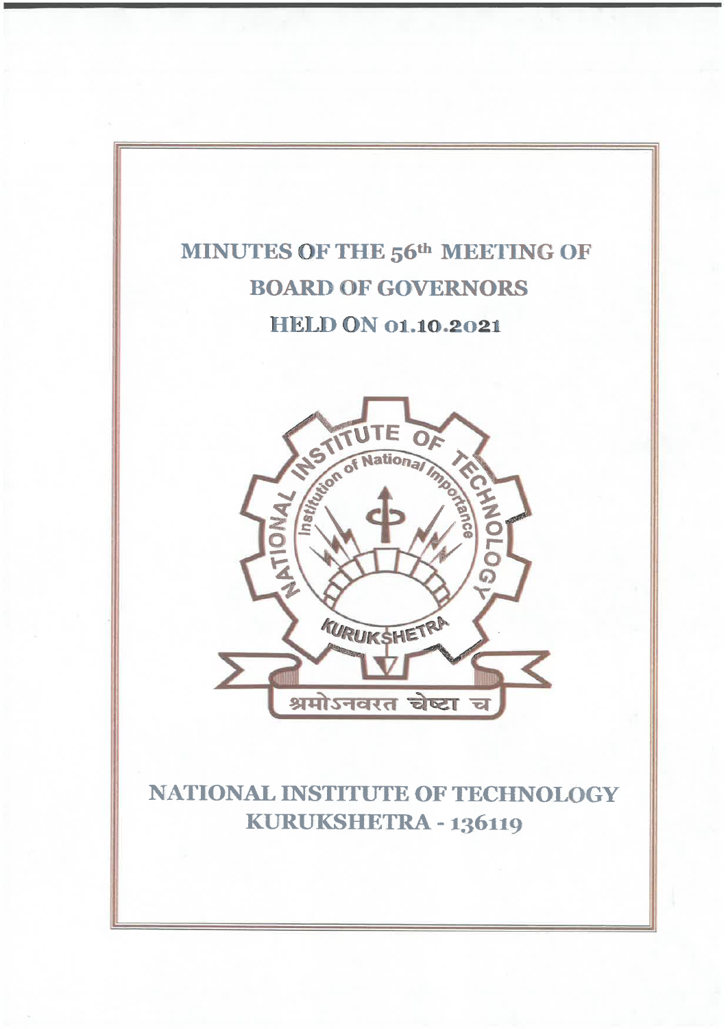# MINUTES OF THE 56th MEETING OF BOARD OF GOVERNORS HELD ON 01.10.2021

## NATIONAL INSTITUTE OF TECHNOLOGY KURUKSHETRA - 136119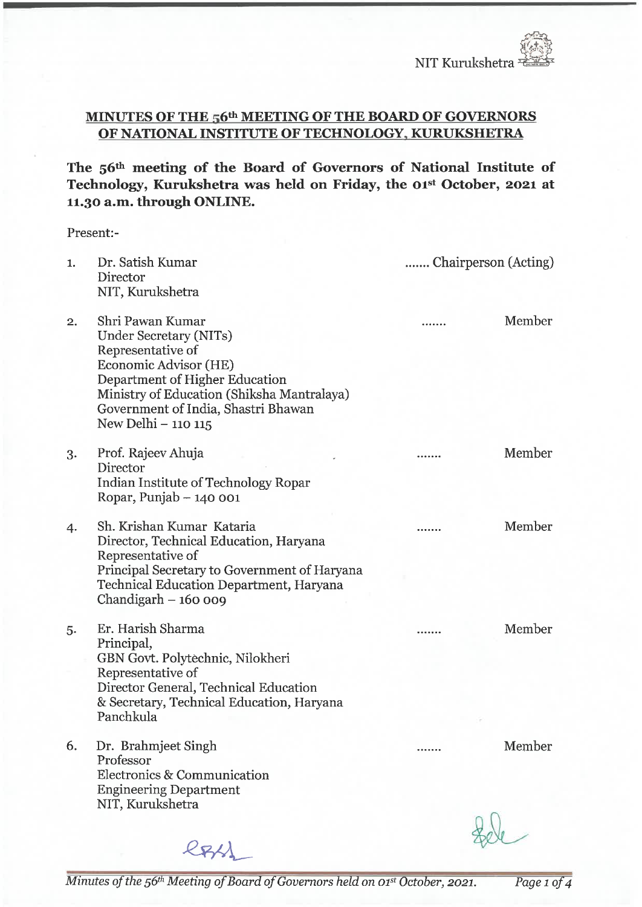## MINUTES OF THE 56th MEETING OF THE BOARD OF GOVERNORS OF NATIONAL INSTITUTE OF TECHNOLOGY, KURUKSHETRA

**The 56th meeting of the Board of Governors of National Institute of Technology, Kurukshetra was held on Friday, the 01st October, 2021 at 11.30 a.m. through ONLINE.**

Present:-

| | | |
|---|---|---|
| 1. | Dr. Satish Kumar<br>Director<br>NIT, Kurukshetra | ....... Chairperson (Acting) |
| 2. | Shri Pawan Kumar<br>Under Secretary (NITs)<br>Representative of<br>Economic Advisor (HE)<br>Department of Higher Education<br>Ministry of Education (Shiksha Mantralaya)<br>Government of India, Shastri Bhawan<br>New Delhi – 110 115 | ....... Member |
| 3. | Prof. Rajeev Ahuja<br>Director<br>Indian Institute of Technology Ropar<br>Ropar, Punjab – 140 001 | ....... Member |
| 4. | Sh. Krishan Kumar Kataria<br>Director, Technical Education, Haryana<br>Representative of<br>Principal Secretary to Government of Haryana<br>Technical Education Department, Haryana<br>Chandigarh – 160 009 | ....... Member |
| 5. | Er. Harish Sharma<br>Principal,<br>GBN Govt. Polytechnic, Nilokheri<br>Representative of<br>Director General, Technical Education<br>& Secretary, Technical Education, Haryana<br>Panchkula | ....... Member |
| 6. | Dr. Brahmjeet Singh<br>Professor<br>Electronics & Communication<br>Engineering Department<br>NIT, Kurukshetra | ....... Member |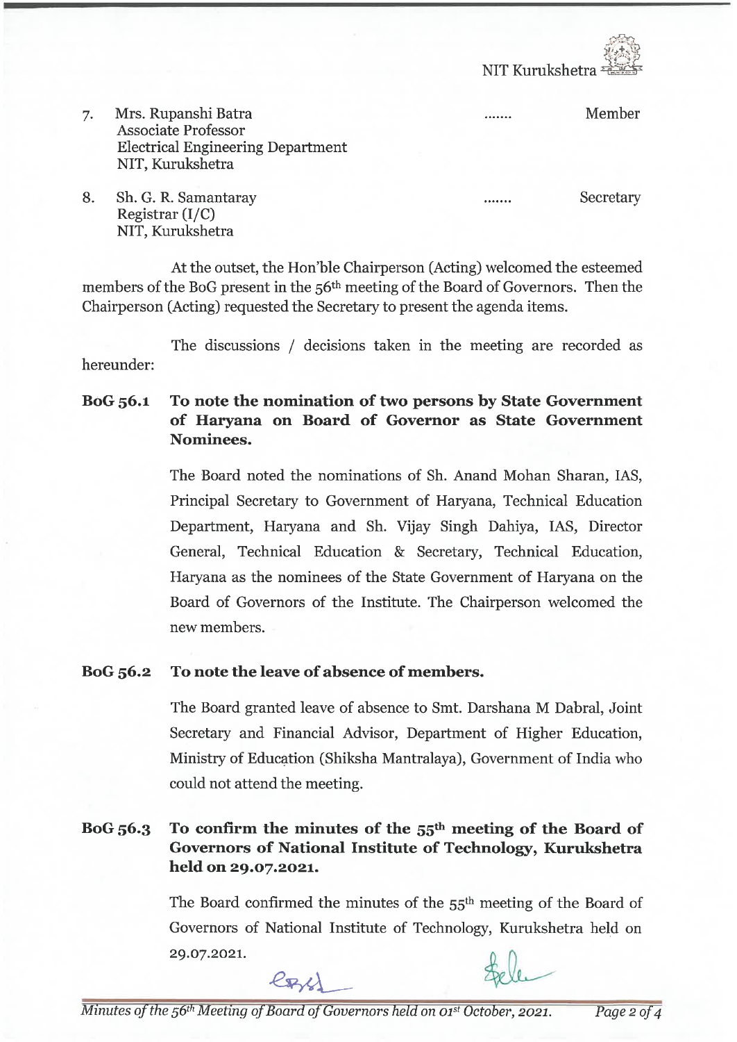7. Mrs. Rupanshi Batra ....... Member
   Associate Professor
   Electrical Engineering Department
   NIT, Kurukshetra

8. Sh. G. R. Samantaray ....... Secretary
   Registrar (I/C)
   NIT, Kurukshetra

At the outset, the Hon'ble Chairperson (Acting) welcomed the esteemed members of the BoG present in the 56th meeting of the Board of Governors. Then the Chairperson (Acting) requested the Secretary to present the agenda items.

The discussions / decisions taken in the meeting are recorded as hereunder:

**BoG 56.1 To note the nomination of two persons by State Government of Haryana on Board of Governor as State Government Nominees.**

The Board noted the nominations of Sh. Anand Mohan Sharan, IAS, Principal Secretary to Government of Haryana, Technical Education Department, Haryana and Sh. Vijay Singh Dahiya, IAS, Director General, Technical Education & Secretary, Technical Education, Haryana as the nominees of the State Government of Haryana on the Board of Governors of the Institute. The Chairperson welcomed the new members.

**BoG 56.2 To note the leave of absence of members.**

The Board granted leave of absence to Smt. Darshana M Dabral, Joint Secretary and Financial Advisor, Department of Higher Education, Ministry of Education (Shiksha Mantralaya), Government of India who could not attend the meeting.

**BoG 56.3 To confirm the minutes of the 55th meeting of the Board of Governors of National Institute of Technology, Kurukshetra held on 29.07.2021.**

The Board confirmed the minutes of the 55th meeting of the Board of Governors of National Institute of Technology, Kurukshetra held on 29.07.2021.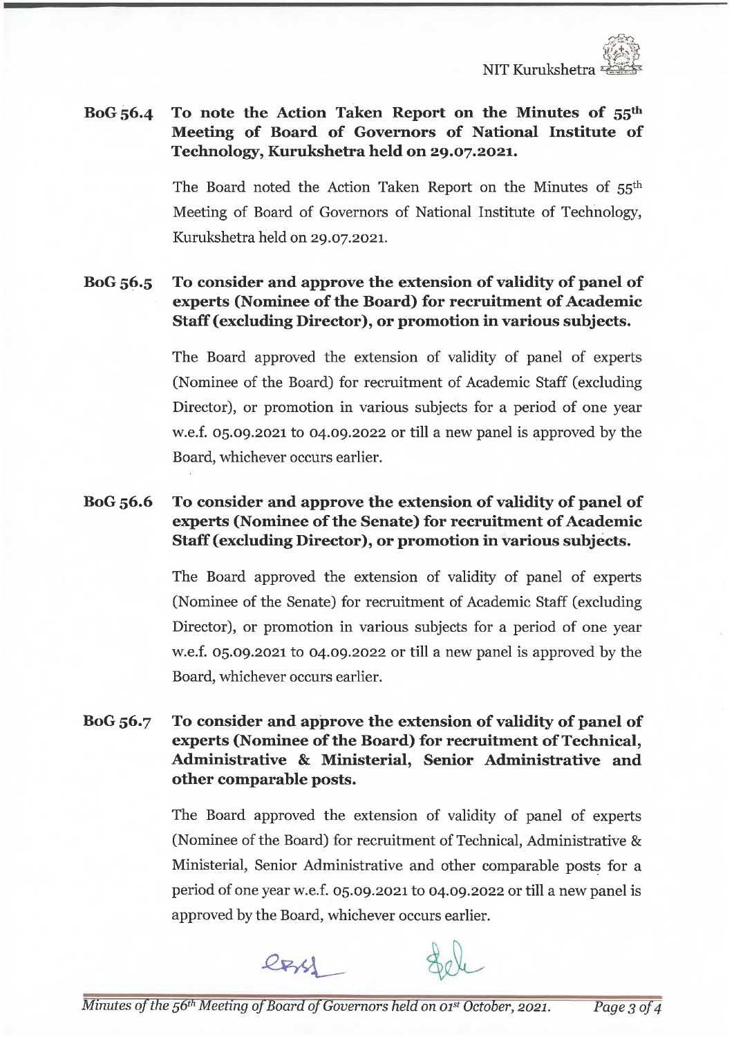**BoG 56.4 To note the Action Taken Report on the Minutes of 55th Meeting of Board of Governors of National Institute of Technology, Kurukshetra held on 29.07.2021.**

The Board noted the Action Taken Report on the Minutes of 55th Meeting of Board of Governors of National Institute of Technology, Kurukshetra held on 29.07.2021.

**BoG 56.5 To consider and approve the extension of validity of panel of experts (Nominee of the Board) for recruitment of Academic Staff (excluding Director), or promotion in various subjects.**

The Board approved the extension of validity of panel of experts (Nominee of the Board) for recruitment of Academic Staff (excluding Director), or promotion in various subjects for a period of one year w.e.f. 05.09.2021 to 04.09.2022 or till a new panel is approved by the Board, whichever occurs earlier.

**BoG 56.6 To consider and approve the extension of validity of panel of experts (Nominee of the Senate) for recruitment of Academic Staff (excluding Director), or promotion in various subjects.**

The Board approved the extension of validity of panel of experts (Nominee of the Senate) for recruitment of Academic Staff (excluding Director), or promotion in various subjects for a period of one year w.e.f. 05.09.2021 to 04.09.2022 or till a new panel is approved by the Board, whichever occurs earlier.

**BoG 56.7 To consider and approve the extension of validity of panel of experts (Nominee of the Board) for recruitment of Technical, Administrative & Ministerial, Senior Administrative and other comparable posts.**

The Board approved the extension of validity of panel of experts (Nominee of the Board) for recruitment of Technical, Administrative & Ministerial, Senior Administrative and other comparable posts for a period of one year w.e.f. 05.09.2021 to 04.09.2022 or till a new panel is approved by the Board, whichever occurs earlier.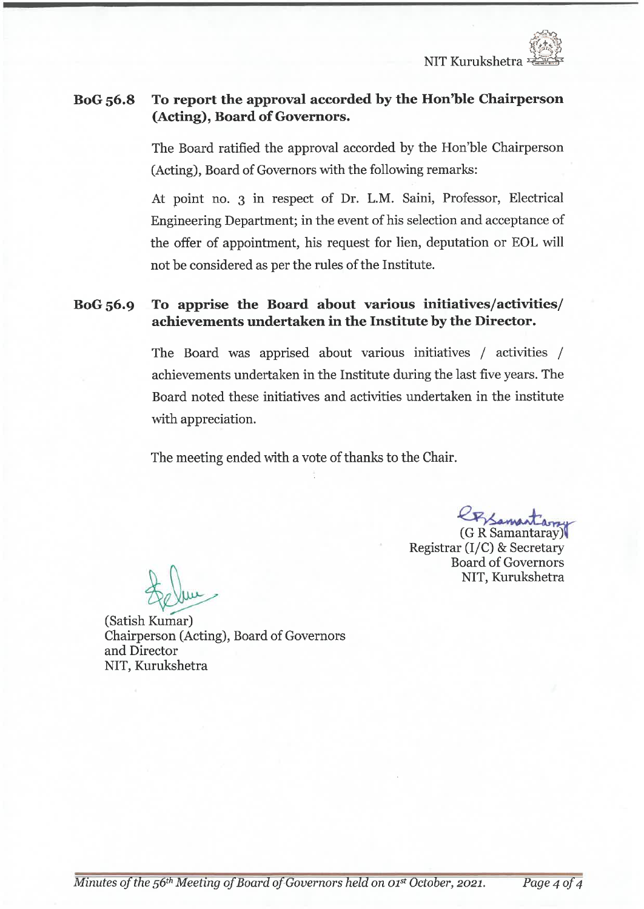**BoG 56.8 To report the approval accorded by the Hon'ble Chairperson (Acting), Board of Governors.**

The Board ratified the approval accorded by the Hon'ble Chairperson (Acting), Board of Governors with the following remarks:

At point no. 3 in respect of Dr. L.M. Saini, Professor, Electrical Engineering Department; in the event of his selection and acceptance of the offer of appointment, his request for lien, deputation or EOL will not be considered as per the rules of the Institute.

**BoG 56.9 To apprise the Board about various initiatives/activities/ achievements undertaken in the Institute by the Director.**

The Board was apprised about various initiatives / activities / achievements undertaken in the Institute during the last five years. The Board noted these initiatives and activities undertaken in the institute with appreciation.

The meeting ended with a vote of thanks to the Chair.

(G R Samantaray)
Registrar (I/C) & Secretary
Board of Governors
NIT, Kurukshetra

(Satish Kumar)
Chairperson (Acting), Board of Governors
and Director
NIT, Kurukshetra